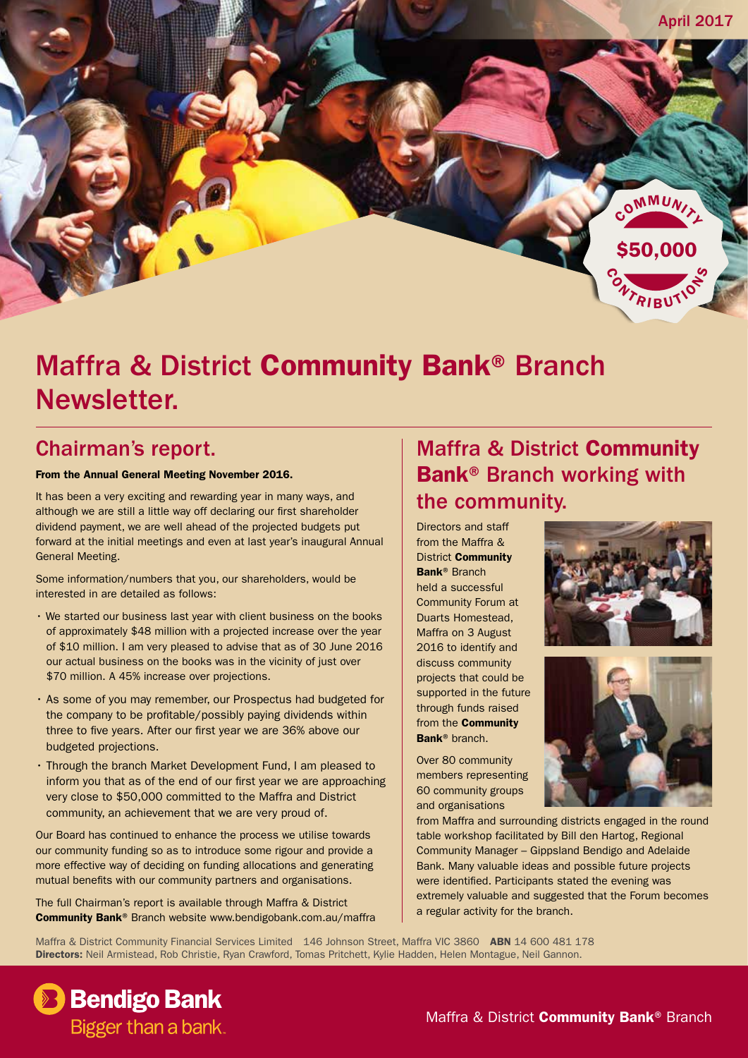April 2017

COMMUNITY $50,000 CONTRIBUTIONS

# Maffra & District **Community Bank**® Branch Newsletter.

## Chairman's report.

**From the Annual General Meeting November 2016.**

It has been a very exciting and rewarding year in many ways, and although we are still a little way off declaring our first shareholder dividend payment, we are well ahead of the projected budgets put forward at the initial meetings and even at last year's inaugural Annual General Meeting.

Some information/numbers that you, our shareholders, would be interested in are detailed as follows:

- We started our business last year with client business on the books of approximately $48 million with a projected increase over the year of $10 million. I am very pleased to advise that as of 30 June 2016 our actual business on the books was in the vicinity of just over $70 million. A 45% increase over projections.
- As some of you may remember, our Prospectus had budgeted for the company to be profitable/possibly paying dividends within three to five years. After our first year we are 36% above our budgeted projections.
- Through the branch Market Development Fund, I am pleased to inform you that as of the end of our first year we are approaching very close to $50,000 committed to the Maffra and District community, an achievement that we are very proud of.

Our Board has continued to enhance the process we utilise towards our community funding so as to introduce some rigour and provide a more effective way of deciding on funding allocations and generating mutual benefits with our community partners and organisations.

The full Chairman's report is available through Maffra & District **Community Bank**® Branch website www.bendigobank.com.au/maffra

## Maffra & District **Community Bank**® Branch working with the community.

Directors and staff from the Maffra & District **Community Bank**® Branch held a successful Community Forum at Duarts Homestead, Maffra on 3 August 2016 to identify and discuss community projects that could be supported in the future through funds raised from the **Community Bank**® branch.

Over 80 community members representing 60 community groups and organisations from Maffra and surrounding districts engaged in the round table workshop facilitated by Bill den Hartog, Regional Community Manager – Gippsland Bendigo and Adelaide Bank. Many valuable ideas and possible future projects were identified. Participants stated the evening was extremely valuable and suggested that the Forum becomes a regular activity for the branch.

Maffra & District Community Financial Services Limited 146 Johnson Street, Maffra VIC 3860 **ABN** 14 600 481 178
**Directors:** Neil Armistead, Rob Christie, Ryan Crawford, Tomas Pritchett, Kylie Hadden, Helen Montague, Neil Gannon.

Bendigo Bank
Bigger than a bank.

Maffra & District **Community Bank**® Branch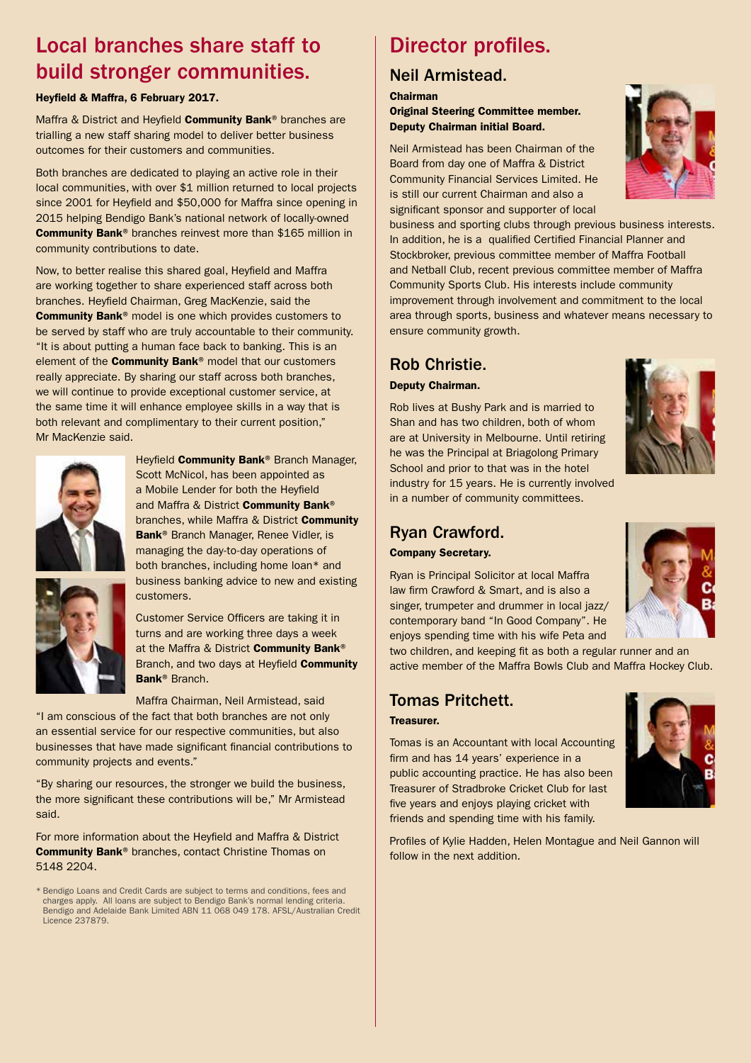## Local branches share staff to build stronger communities.

**Heyfield & Maffra, 6 February 2017.**

Maffra & District and Heyfield **Community Bank**® branches are trialling a new staff sharing model to deliver better business outcomes for their customers and communities.

Both branches are dedicated to playing an active role in their local communities, with over $1 million returned to local projects since 2001 for Heyfield and $50,000 for Maffra since opening in 2015 helping Bendigo Bank's national network of locally-owned **Community Bank**® branches reinvest more than $165 million in community contributions to date.

Now, to better realise this shared goal, Heyfield and Maffra are working together to share experienced staff across both branches. Heyfield Chairman, Greg MacKenzie, said the **Community Bank**® model is one which provides customers to be served by staff who are truly accountable to their community. "It is about putting a human face back to banking. This is an element of the **Community Bank**® model that our customers really appreciate. By sharing our staff across both branches, we will continue to provide exceptional customer service, at the same time it will enhance employee skills in a way that is both relevant and complimentary to their current position," Mr MacKenzie said.

Heyfield **Community Bank**® Branch Manager, Scott McNicol, has been appointed as a Mobile Lender for both the Heyfield and Maffra & District **Community Bank**® branches, while Maffra & District **Community Bank**® Branch Manager, Renee Vidler, is managing the day-to-day operations of both branches, including home loan* and business banking advice to new and existing customers.

Customer Service Officers are taking it in turns and are working three days a week at the Maffra & District **Community Bank**® Branch, and two days at Heyfield **Community Bank**® Branch.

Maffra Chairman, Neil Armistead, said "I am conscious of the fact that both branches are not only an essential service for our respective communities, but also businesses that have made significant financial contributions to community projects and events."

"By sharing our resources, the stronger we build the business, the more significant these contributions will be," Mr Armistead said.

For more information about the Heyfield and Maffra & District **Community Bank**® branches, contact Christine Thomas on 5148 2204.

\* Bendigo Loans and Credit Cards are subject to terms and conditions, fees and charges apply. All loans are subject to Bendigo Bank's normal lending criteria. Bendigo and Adelaide Bank Limited ABN 11 068 049 178. AFSL/Australian Credit Licence 237879.

## Director profiles.

### Neil Armistead.

**Chairman**
**Original Steering Committee member.**
**Deputy Chairman initial Board.**

Neil Armistead has been Chairman of the Board from day one of Maffra & District Community Financial Services Limited. He is still our current Chairman and also a significant sponsor and supporter of local business and sporting clubs through previous business interests. In addition, he is a qualified Certified Financial Planner and Stockbroker, previous committee member of Maffra Football and Netball Club, recent previous committee member of Maffra Community Sports Club. His interests include community improvement through involvement and commitment to the local area through sports, business and whatever means necessary to ensure community growth.

### Rob Christie.

**Deputy Chairman.**

Rob lives at Bushy Park and is married to Shan and has two children, both of whom are at University in Melbourne. Until retiring he was the Principal at Briagolong Primary School and prior to that was in the hotel industry for 15 years. He is currently involved in a number of community committees.

### Ryan Crawford.

**Company Secretary.**

Ryan is Principal Solicitor at local Maffra law firm Crawford & Smart, and is also a singer, trumpeter and drummer in local jazz/contemporary band "In Good Company". He enjoys spending time with his wife Peta and two children, and keeping fit as both a regular runner and an active member of the Maffra Bowls Club and Maffra Hockey Club.

### Tomas Pritchett.

**Treasurer.**

Tomas is an Accountant with local Accounting firm and has 14 years' experience in a public accounting practice. He has also been Treasurer of Stradbroke Cricket Club for last five years and enjoys playing cricket with friends and spending time with his family.

Profiles of Kylie Hadden, Helen Montague and Neil Gannon will follow in the next addition.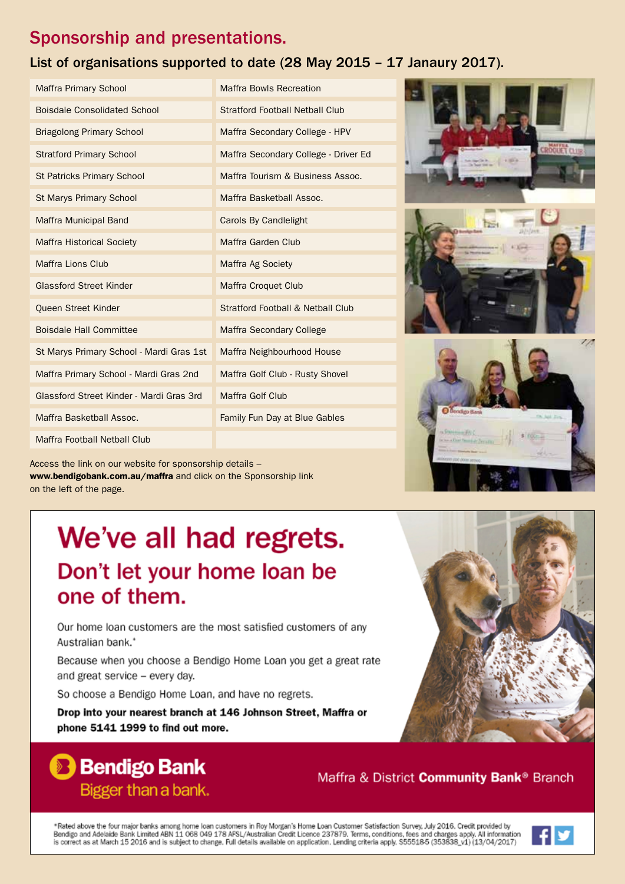## Sponsorship and presentations.

### List of organisations supported to date (28 May 2015 – 17 Janaury 2017).

| | |
|---|---|
| Maffra Primary School | Maffra Bowls Recreation |
| Boisdale Consolidated School | Stratford Football Netball Club |
| Briagolong Primary School | Maffra Secondary College - HPV |
| Stratford Primary School | Maffra Secondary College - Driver Ed |
| St Patricks Primary School | Maffra Tourism & Business Assoc. |
| St Marys Primary School | Maffra Basketball Assoc. |
| Maffra Municipal Band | Carols By Candlelight |
| Maffra Historical Society | Maffra Garden Club |
| Maffra Lions Club | Maffra Ag Society |
| Glassford Street Kinder | Maffra Croquet Club |
| Queen Street Kinder | Stratford Football & Netball Club |
| Boisdale Hall Committee | Maffra Secondary College |
| St Marys Primary School - Mardi Gras 1st | Maffra Neighbourhood House |
| Maffra Primary School - Mardi Gras 2nd | Maffra Golf Club - Rusty Shovel |
| Glassford Street Kinder - Mardi Gras 3rd | Maffra Golf Club |
| Maffra Basketball Assoc. | Family Fun Day at Blue Gables |
| Maffra Football Netball Club | |

Access the link on our website for sponsorship details – **www.bendigobank.com.au/maffra** and click on the Sponsorship link on the left of the page.

# We've all had regrets.

## Don't let your home loan be one of them.

Our home loan customers are the most satisfied customers of any Australian bank.*

Because when you choose a Bendigo Home Loan you get a great rate and great service – every day.

So choose a Bendigo Home Loan, and have no regrets.

**Drop into your nearest branch at 146 Johnson Street, Maffra or phone 5141 1999 to find out more.**

**Bendigo Bank**
Bigger than a bank.

Maffra & District **Community Bank**® Branch

*Rated above the four major banks among home loan customers in Roy Morgan's Home Loan Customer Satisfaction Survey, July 2016. Credit provided by Bendigo and Adelaide Bank Limited ABN 11 068 049 178 AFSL/Australian Credit Licence 237879. Terms, conditions, fees and charges apply. All information is correct as at March 15 2016 and is subject to change. Full details available on application. Lending criteria apply. S55518-5 (353838_v1) (13/04/2017)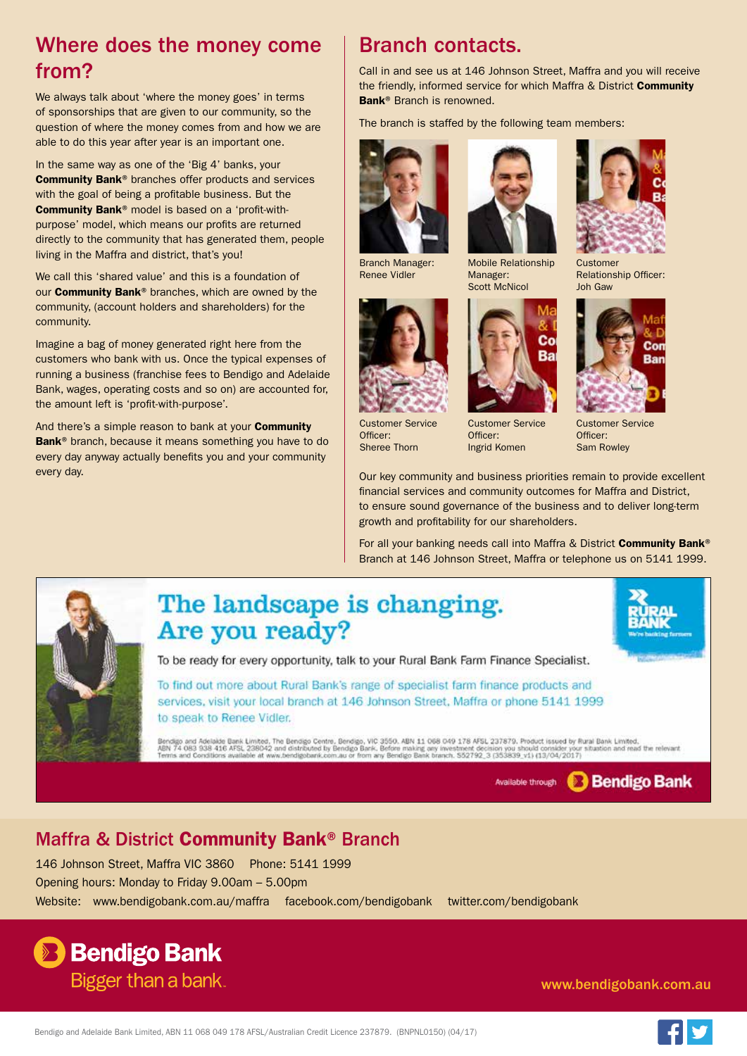## Where does the money come from?

We always talk about 'where the money goes' in terms of sponsorships that are given to our community, so the question of where the money comes from and how we are able to do this year after year is an important one.

In the same way as one of the 'Big 4' banks, your **Community Bank**® branches offer products and services with the goal of being a profitable business. But the **Community Bank**® model is based on a 'profit-with-purpose' model, which means our profits are returned directly to the community that has generated them, people living in the Maffra and district, that's you!

We call this 'shared value' and this is a foundation of our **Community Bank**® branches, which are owned by the community, (account holders and shareholders) for the community.

Imagine a bag of money generated right here from the customers who bank with us. Once the typical expenses of running a business (franchise fees to Bendigo and Adelaide Bank, wages, operating costs and so on) are accounted for, the amount left is 'profit-with-purpose'.

And there's a simple reason to bank at your **Community Bank**® branch, because it means something you have to do every day anyway actually benefits you and your community every day.

## Branch contacts.

Call in and see us at 146 Johnson Street, Maffra and you will receive the friendly, informed service for which Maffra & District **Community Bank**® Branch is renowned.

The branch is staffed by the following team members:

Branch Manager:
Renee Vidler

Mobile Relationship Manager:
Scott McNicol

Customer Relationship Officer:
Joh Gaw

Customer Service Officer:
Sheree Thorn

Customer Service Officer:
Ingrid Komen

Customer Service Officer:
Sam Rowley

Our key community and business priorities remain to provide excellent financial services and community outcomes for Maffra and District, to ensure sound governance of the business and to deliver long-term growth and profitability for our shareholders.

For all your banking needs call into Maffra & District **Community Bank**® Branch at 146 Johnson Street, Maffra or telephone us on 5141 1999.

## The landscape is changing. Are you ready?

To be ready for every opportunity, talk to your Rural Bank Farm Finance Specialist.

To find out more about Rural Bank's range of specialist farm finance products and services, visit your local branch at 146 Johnson Street, Maffra or phone 5141 1999 to speak to Renee Vidler.

Bendigo and Adelaide Bank Limited, The Bendigo Centre, Bendigo, VIC 3550. ABN 11 068 049 178 AFSL 237879. Product issued by Rural Bank Limited, ABN 74 083 938 416 AFSL 238042 and distributed by Bendigo Bank. Before making any investment decision you should consider your situation and read the relevant Terms and Conditions available at www.bendigobank.com.au or from any Bendigo Bank branch. S52792_3 (353839_v1) (13/04/2017)

RURAL BANK — We're backing farmers

Available through Bendigo Bank

## Maffra & District **Community Bank**® Branch

146 Johnson Street, Maffra VIC 3860 Phone: 5141 1999
Opening hours: Monday to Friday 9.00am – 5.00pm
Website: www.bendigobank.com.au/maffra facebook.com/bendigobank twitter.com/bendigobank

Bendigo Bank
Bigger than a bank.

www.bendigobank.com.au

Bendigo and Adelaide Bank Limited, ABN 11 068 049 178 AFSL/Australian Credit Licence 237879. (BNPNL0150) (04/17)